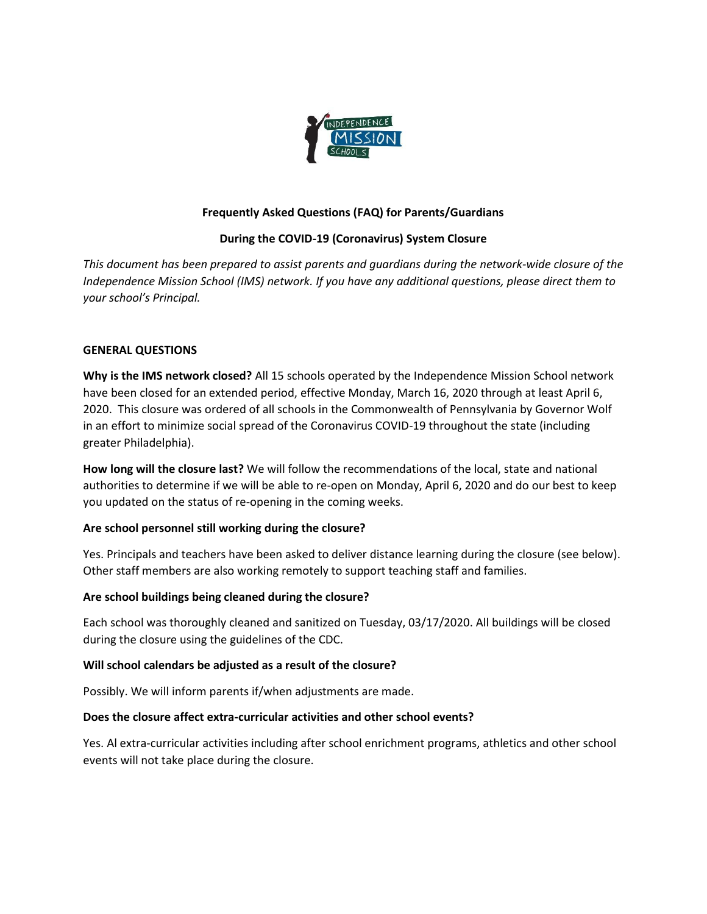# Frequently Asked Questions (FAQ) for Parents/Guardians

## During the COVID-19 (Coronavirus) System Closure

*This document has been prepared to assist parents and guardians during the network-wide closure of the Independence Mission School (IMS) network. If you have any additional questions, please direct them to your school's Principal.*

### GENERAL QUESTIONS

**Why is the IMS network closed?** All 15 schools operated by the Independence Mission School network have been closed for an extended period, effective Monday, March 16, 2020 through at least April 6, 2020. This closure was ordered of all schools in the Commonwealth of Pennsylvania by Governor Wolf in an effort to minimize social spread of the Coronavirus COVID-19 throughout the state (including greater Philadelphia).

**How long will the closure last?** We will follow the recommendations of the local, state and national authorities to determine if we will be able to re-open on Monday, April 6, 2020 and do our best to keep you updated on the status of re-opening in the coming weeks.

**Are school personnel still working during the closure?**

Yes. Principals and teachers have been asked to deliver distance learning during the closure (see below). Other staff members are also working remotely to support teaching staff and families.

**Are school buildings being cleaned during the closure?**

Each school was thoroughly cleaned and sanitized on Tuesday, 03/17/2020. All buildings will be closed during the closure using the guidelines of the CDC.

**Will school calendars be adjusted as a result of the closure?**

Possibly. We will inform parents if/when adjustments are made.

**Does the closure affect extra-curricular activities and other school events?**

Yes. Al extra-curricular activities including after school enrichment programs, athletics and other school events will not take place during the closure.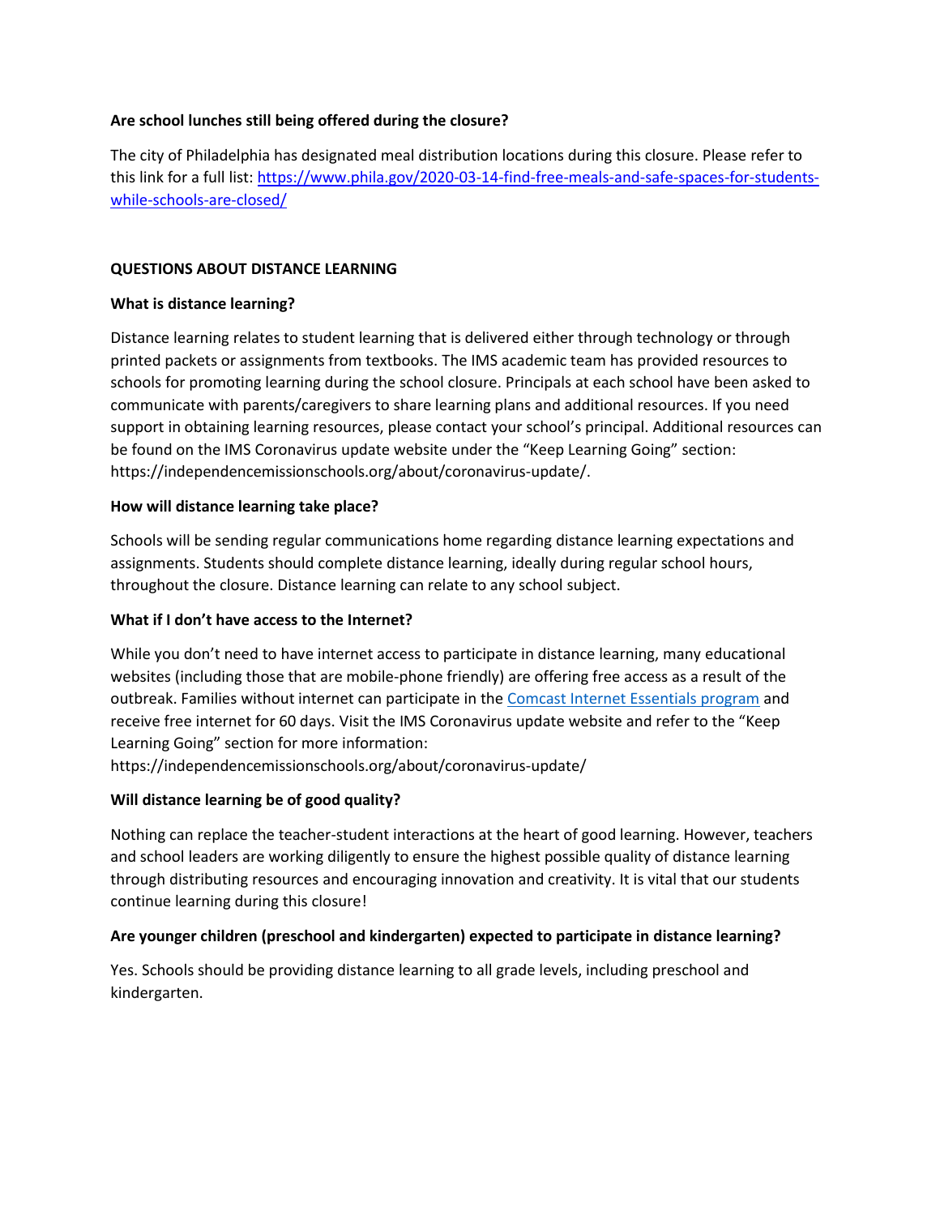**Are school lunches still being offered during the closure?**

The city of Philadelphia has designated meal distribution locations during this closure. Please refer to this link for a full list: [https://www.phila.gov/2020-03-14-find-free-meals-and-safe-spaces-for-students-while-schools-are-closed/](https://www.phila.gov/2020-03-14-find-free-meals-and-safe-spaces-for-students-while-schools-are-closed/)

## QUESTIONS ABOUT DISTANCE LEARNING

**What is distance learning?**

Distance learning relates to student learning that is delivered either through technology or through printed packets or assignments from textbooks. The IMS academic team has provided resources to schools for promoting learning during the school closure. Principals at each school have been asked to communicate with parents/caregivers to share learning plans and additional resources. If you need support in obtaining learning resources, please contact your school's principal. Additional resources can be found on the IMS Coronavirus update website under the "Keep Learning Going" section: https://independencemissionschools.org/about/coronavirus-update/.

**How will distance learning take place?**

Schools will be sending regular communications home regarding distance learning expectations and assignments. Students should complete distance learning, ideally during regular school hours, throughout the closure. Distance learning can relate to any school subject.

**What if I don't have access to the Internet?**

While you don't need to have internet access to participate in distance learning, many educational websites (including those that are mobile-phone friendly) are offering free access as a result of the outbreak. Families without internet can participate in the [Comcast Internet Essentials program]() and receive free internet for 60 days. Visit the IMS Coronavirus update website and refer to the "Keep Learning Going" section for more information: https://independencemissionschools.org/about/coronavirus-update/

**Will distance learning be of good quality?**

Nothing can replace the teacher-student interactions at the heart of good learning. However, teachers and school leaders are working diligently to ensure the highest possible quality of distance learning through distributing resources and encouraging innovation and creativity. It is vital that our students continue learning during this closure!

**Are younger children (preschool and kindergarten) expected to participate in distance learning?**

Yes. Schools should be providing distance learning to all grade levels, including preschool and kindergarten.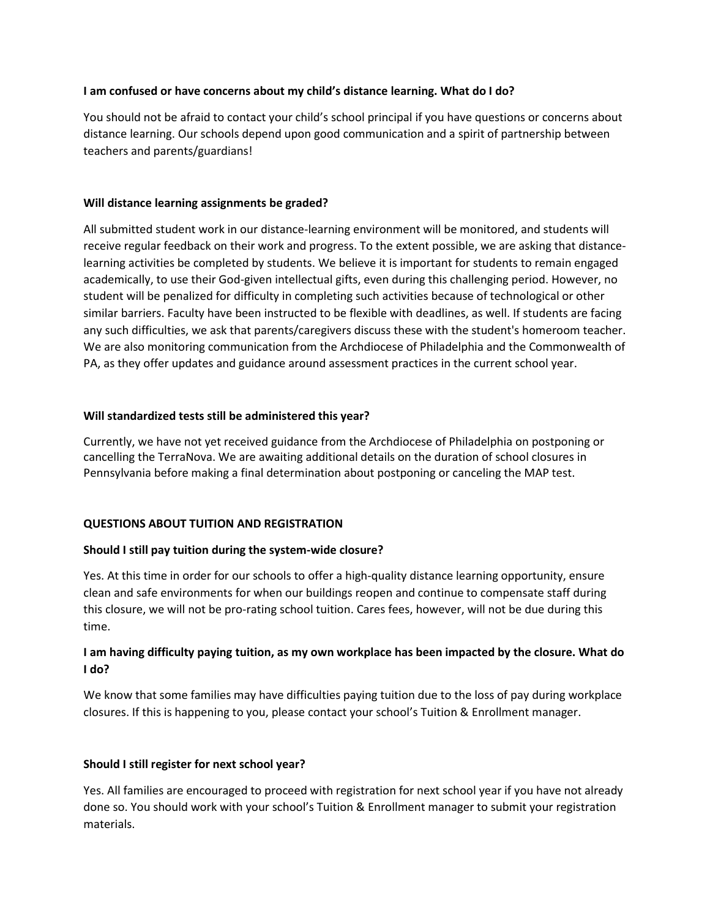**I am confused or have concerns about my child's distance learning. What do I do?**

You should not be afraid to contact your child's school principal if you have questions or concerns about distance learning. Our schools depend upon good communication and a spirit of partnership between teachers and parents/guardians!

**Will distance learning assignments be graded?**

All submitted student work in our distance-learning environment will be monitored, and students will receive regular feedback on their work and progress. To the extent possible, we are asking that distance-learning activities be completed by students. We believe it is important for students to remain engaged academically, to use their God-given intellectual gifts, even during this challenging period. However, no student will be penalized for difficulty in completing such activities because of technological or other similar barriers. Faculty have been instructed to be flexible with deadlines, as well. If students are facing any such difficulties, we ask that parents/caregivers discuss these with the student's homeroom teacher. We are also monitoring communication from the Archdiocese of Philadelphia and the Commonwealth of PA, as they offer updates and guidance around assessment practices in the current school year.

**Will standardized tests still be administered this year?**

Currently, we have not yet received guidance from the Archdiocese of Philadelphia on postponing or cancelling the TerraNova. We are awaiting additional details on the duration of school closures in Pennsylvania before making a final determination about postponing or canceling the MAP test.

## QUESTIONS ABOUT TUITION AND REGISTRATION

**Should I still pay tuition during the system-wide closure?**

Yes. At this time in order for our schools to offer a high-quality distance learning opportunity, ensure clean and safe environments for when our buildings reopen and continue to compensate staff during this closure, we will not be pro-rating school tuition. Cares fees, however, will not be due during this time.

**I am having difficulty paying tuition, as my own workplace has been impacted by the closure. What do I do?**

We know that some families may have difficulties paying tuition due to the loss of pay during workplace closures. If this is happening to you, please contact your school's Tuition & Enrollment manager.

**Should I still register for next school year?**

Yes. All families are encouraged to proceed with registration for next school year if you have not already done so. You should work with your school's Tuition & Enrollment manager to submit your registration materials.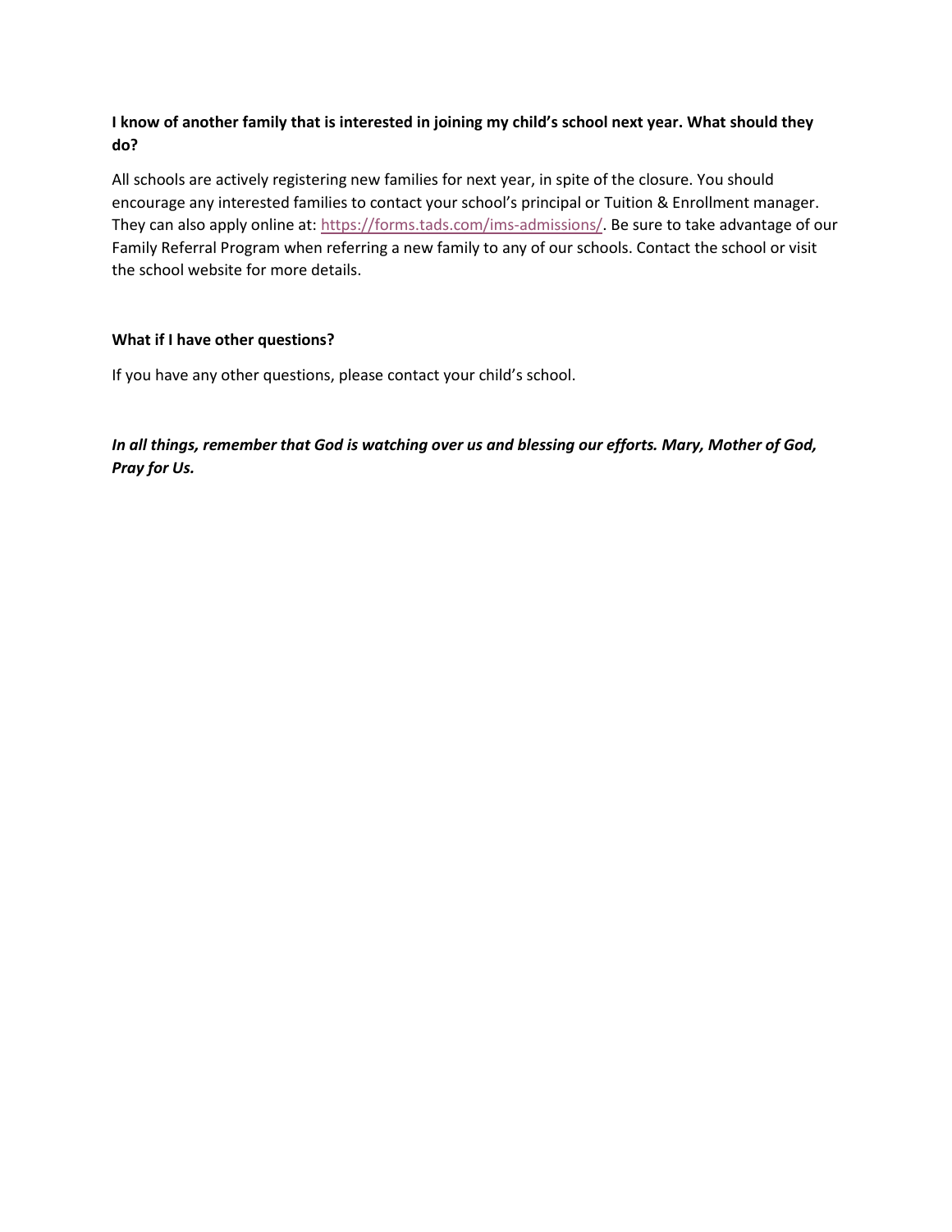**I know of another family that is interested in joining my child's school next year. What should they do?**

All schools are actively registering new families for next year, in spite of the closure. You should encourage any interested families to contact your school's principal or Tuition & Enrollment manager. They can also apply online at: https://forms.tads.com/ims-admissions/. Be sure to take advantage of our Family Referral Program when referring a new family to any of our schools. Contact the school or visit the school website for more details.

**What if I have other questions?**

If you have any other questions, please contact your child's school.

***In all things, remember that God is watching over us and blessing our efforts. Mary, Mother of God, Pray for Us.***